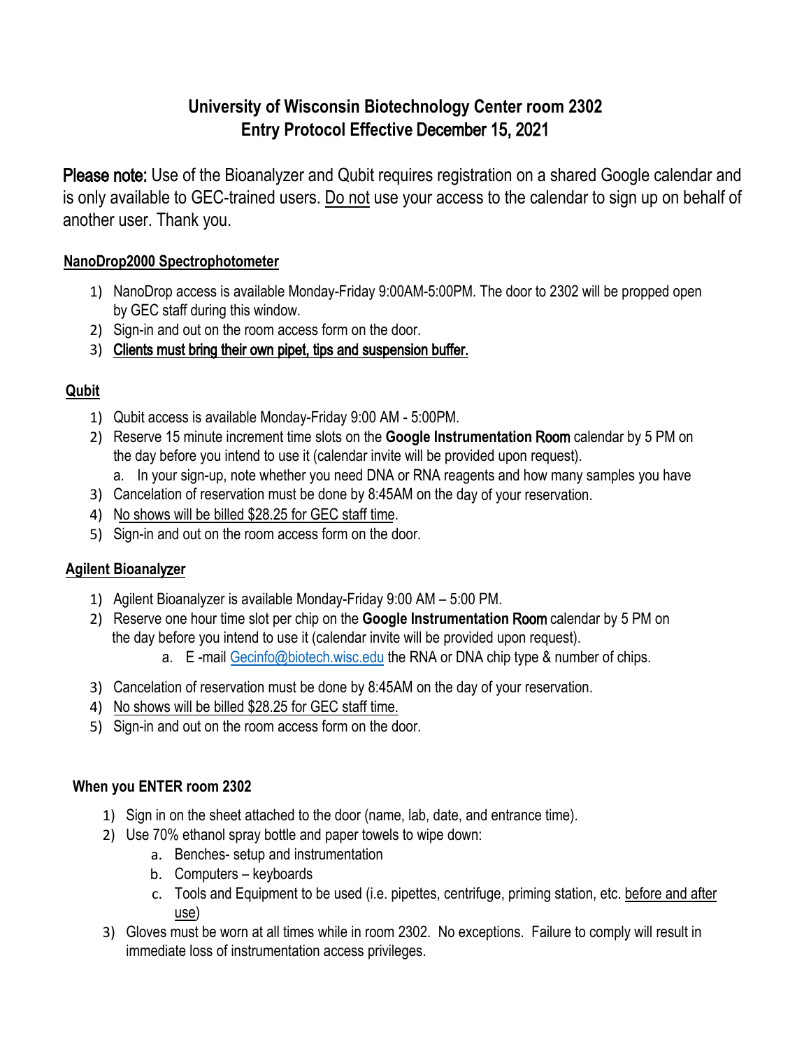# University of Wisconsin Biotechnology Center room 2302
# Entry Protocol Effective December 15, 2021

**Please note:** Use of the Bioanalyzer and Qubit requires registration on a shared Google calendar and is only available to GEC-trained users. <u>Do not</u> use your access to the calendar to sign up on behalf of another user. Thank you.

## <u>NanoDrop2000 Spectrophotometer</u>

1) NanoDrop access is available Monday-Friday 9:00AM-5:00PM. The door to 2302 will be propped open by GEC staff during this window.
2) Sign-in and out on the room access form on the door.
3) <u>Clients must bring their own pipet, tips and suspension buffer.</u>

## <u>Qubit</u>

1) Qubit access is available Monday-Friday 9:00 AM - 5:00PM.
2) Reserve 15 minute increment time slots on the **Google Instrumentation Room** calendar by 5 PM on the day before you intend to use it (calendar invite will be provided upon request).
   a. In your sign-up, note whether you need DNA or RNA reagents and how many samples you have
3) Cancelation of reservation must be done by 8:45AM on the day of your reservation.
4) <u>No shows will be billed $28.25 for GEC staff time</u>.
5) Sign-in and out on the room access form on the door.

## <u>Agilent Bioanalyzer</u>

1) Agilent Bioanalyzer is available Monday-Friday 9:00 AM – 5:00 PM.
2) Reserve one hour time slot per chip on the **Google Instrumentation Room** calendar by 5 PM on the day before you intend to use it (calendar invite will be provided upon request).
   a. E -mail Gecinfo@biotech.wisc.edu the RNA or DNA chip type & number of chips.
3) Cancelation of reservation must be done by 8:45AM on the day of your reservation.
4) <u>No shows will be billed $28.25 for GEC staff time.</u>
5) Sign-in and out on the room access form on the door.

## When you ENTER room 2302

1) Sign in on the sheet attached to the door (name, lab, date, and entrance time).
2) Use 70% ethanol spray bottle and paper towels to wipe down:
   a. Benches- setup and instrumentation
   b. Computers – keyboards
   c. Tools and Equipment to be used (i.e. pipettes, centrifuge, priming station, etc. <u>before and after use</u>)
3) Gloves must be worn at all times while in room 2302. No exceptions. Failure to comply will result in immediate loss of instrumentation access privileges.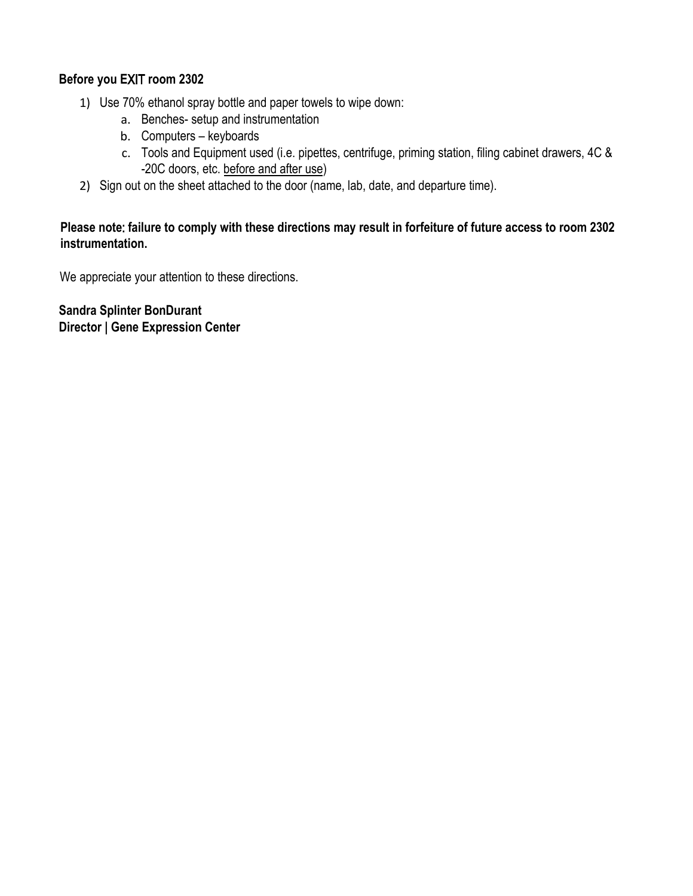**Before you EXIT room 2302**

1) Use 70% ethanol spray bottle and paper towels to wipe down:
    a. Benches- setup and instrumentation
    b. Computers – keyboards
    c. Tools and Equipment used (i.e. pipettes, centrifuge, priming station, filing cabinet drawers, 4C & -20C doors, etc. <u>before and after use</u>)
2) Sign out on the sheet attached to the door (name, lab, date, and departure time).

**Please note: failure to comply with these directions may result in forfeiture of future access to room 2302 instrumentation.**

We appreciate your attention to these directions.

**Sandra Splinter BonDurant**
**Director | Gene Expression Center**